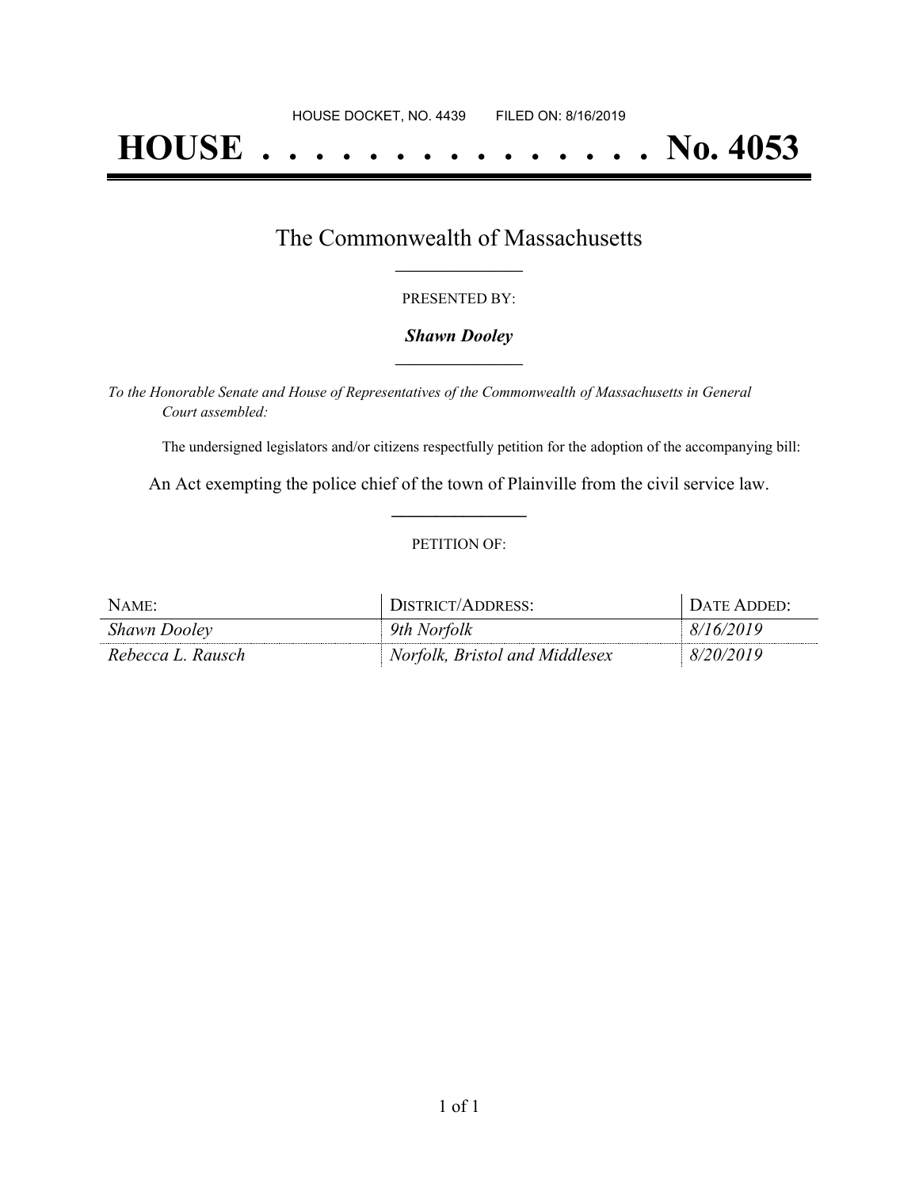HOUSE DOCKET, NO. 4439 FILED ON: 8/16/2019

# HOUSE . . . . . . . . . . . . . . . No. 4053

## The Commonwealth of Massachusetts

PRESENTED BY:

***Shawn Dooley***

*To the Honorable Senate and House of Representatives of the Commonwealth of Massachusetts in General Court assembled:*

The undersigned legislators and/or citizens respectfully petition for the adoption of the accompanying bill:

An Act exempting the police chief of the town of Plainville from the civil service law.

PETITION OF:

| NAME: | DISTRICT/ADDRESS: | DATE ADDED: |
|---|---|---|
| *Shawn Dooley* | *9th Norfolk* | *8/16/2019* |
| *Rebecca L. Rausch* | *Norfolk, Bristol and Middlesex* | *8/20/2019* |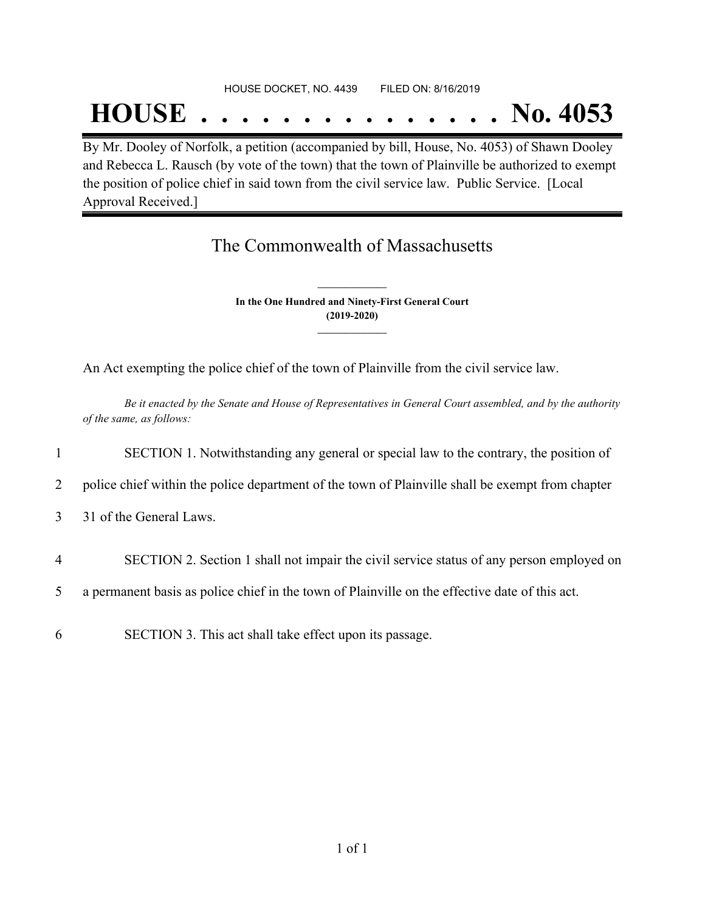HOUSE DOCKET, NO. 4439        FILED ON: 8/16/2019

# HOUSE . . . . . . . . . . . . . . . No. 4053

By Mr. Dooley of Norfolk, a petition (accompanied by bill, House, No. 4053) of Shawn Dooley and Rebecca L. Rausch (by vote of the town) that the town of Plainville be authorized to exempt the position of police chief in said town from the civil service law. Public Service. [Local Approval Received.]

## The Commonwealth of Massachusetts

**In the One Hundred and Ninety-First General Court**
**(2019-2020)**

An Act exempting the police chief of the town of Plainville from the civil service law.

*Be it enacted by the Senate and House of Representatives in General Court assembled, and by the authority of the same, as follows:*

1 SECTION 1. Notwithstanding any general or special law to the contrary, the position of
2 police chief within the police department of the town of Plainville shall be exempt from chapter
3 31 of the General Laws.

4 SECTION 2. Section 1 shall not impair the civil service status of any person employed on
5 a permanent basis as police chief in the town of Plainville on the effective date of this act.

6 SECTION 3. This act shall take effect upon its passage.